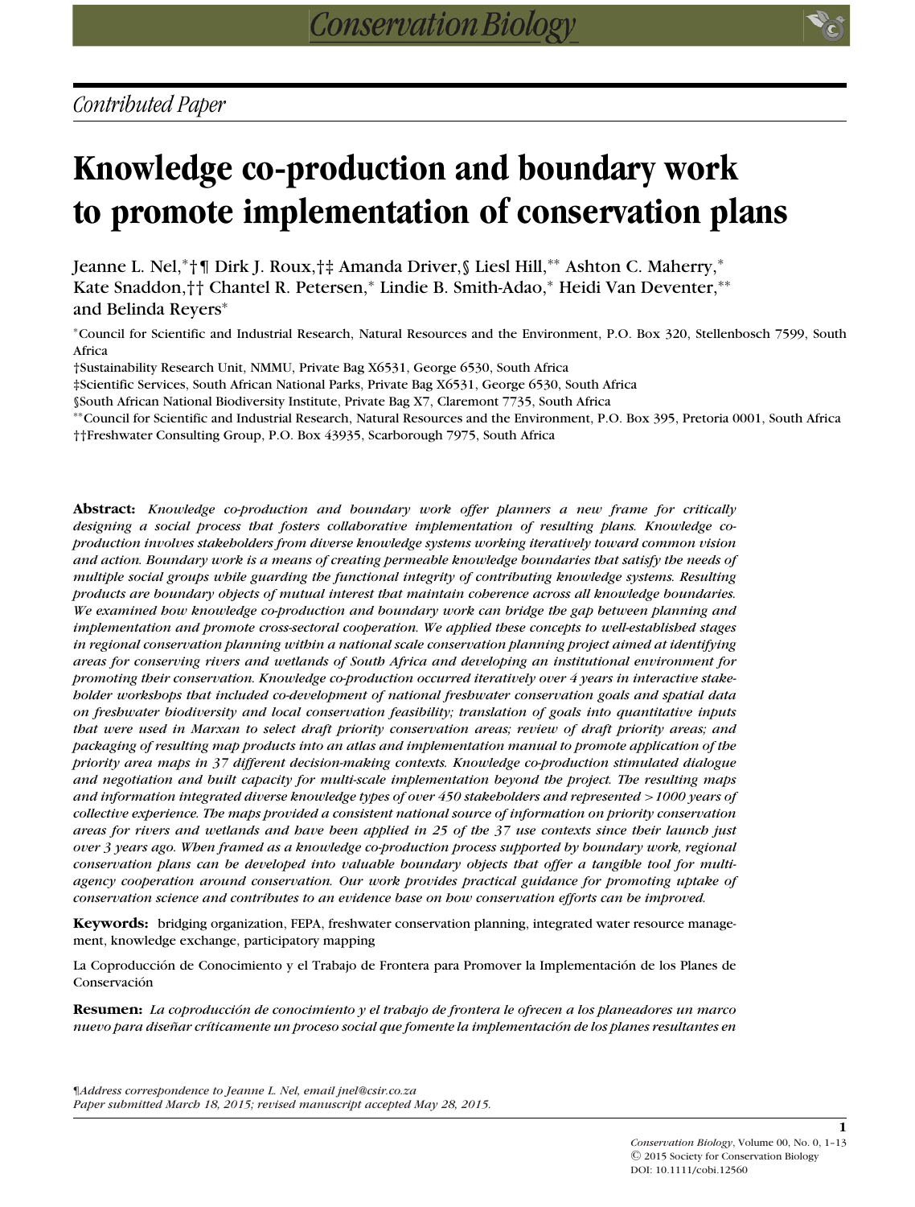*Contributed Paper*

# Knowledge co-production and boundary work to promote implementation of conservation plans

Jeanne L. Nel,[*†¶] Dirk J. Roux,[†‡] Amanda Driver,[§] Liesl Hill,[**] Ashton C. Maherry,[*] Kate Snaddon,[††] Chantel R. Petersen,[*] Lindie B. Smith-Adao,[*] Heidi Van Deventer,[**] and Belinda Reyers[*]

[*]Council for Scientific and Industrial Research, Natural Resources and the Environment, P.O. Box 320, Stellenbosch 7599, South Africa

[†]Sustainability Research Unit, NMMU, Private Bag X6531, George 6530, South Africa

[‡]Scientific Services, South African National Parks, Private Bag X6531, George 6530, South Africa

[§]South African National Biodiversity Institute, Private Bag X7, Claremont 7735, South Africa

[**]Council for Scientific and Industrial Research, Natural Resources and the Environment, P.O. Box 395, Pretoria 0001, South Africa

[††]Freshwater Consulting Group, P.O. Box 43935, Scarborough 7975, South Africa

**Abstract:** *Knowledge co-production and boundary work offer planners a new frame for critically designing a social process that fosters collaborative implementation of resulting plans. Knowledge co-production involves stakeholders from diverse knowledge systems working iteratively toward common vision and action. Boundary work is a means of creating permeable knowledge boundaries that satisfy the needs of multiple social groups while guarding the functional integrity of contributing knowledge systems. Resulting products are boundary objects of mutual interest that maintain coherence across all knowledge boundaries. We examined how knowledge co-production and boundary work can bridge the gap between planning and implementation and promote cross-sectoral cooperation. We applied these concepts to well-established stages in regional conservation planning within a national scale conservation planning project aimed at identifying areas for conserving rivers and wetlands of South Africa and developing an institutional environment for promoting their conservation. Knowledge co-production occurred iteratively over 4 years in interactive stakeholder workshops that included co-development of national freshwater conservation goals and spatial data on freshwater biodiversity and local conservation feasibility; translation of goals into quantitative inputs that were used in Marxan to select draft priority conservation areas; review of draft priority areas; and packaging of resulting map products into an atlas and implementation manual to promote application of the priority area maps in 37 different decision-making contexts. Knowledge co-production stimulated dialogue and negotiation and built capacity for multi-scale implementation beyond the project. The resulting maps and information integrated diverse knowledge types of over 450 stakeholders and represented >1000 years of collective experience. The maps provided a consistent national source of information on priority conservation areas for rivers and wetlands and have been applied in 25 of the 37 use contexts since their launch just over 3 years ago. When framed as a knowledge co-production process supported by boundary work, regional conservation plans can be developed into valuable boundary objects that offer a tangible tool for multi-agency cooperation around conservation. Our work provides practical guidance for promoting uptake of conservation science and contributes to an evidence base on how conservation efforts can be improved.*

**Keywords:** bridging organization, FEPA, freshwater conservation planning, integrated water resource management, knowledge exchange, participatory mapping

La Coproducción de Conocimiento y el Trabajo de Frontera para Promover la Implementación de los Planes de Conservación

**Resumen:** *La coproducción de conocimiento y el trabajo de frontera le ofrecen a los planeadores un marco nuevo para diseñar críticamente un proceso social que fomente la implementación de los planes resultantes en*

¶*Address correspondence to Jeanne L. Nel, email jnel@csir.co.za*
*Paper submitted March 18, 2015; revised manuscript accepted May 28, 2015.*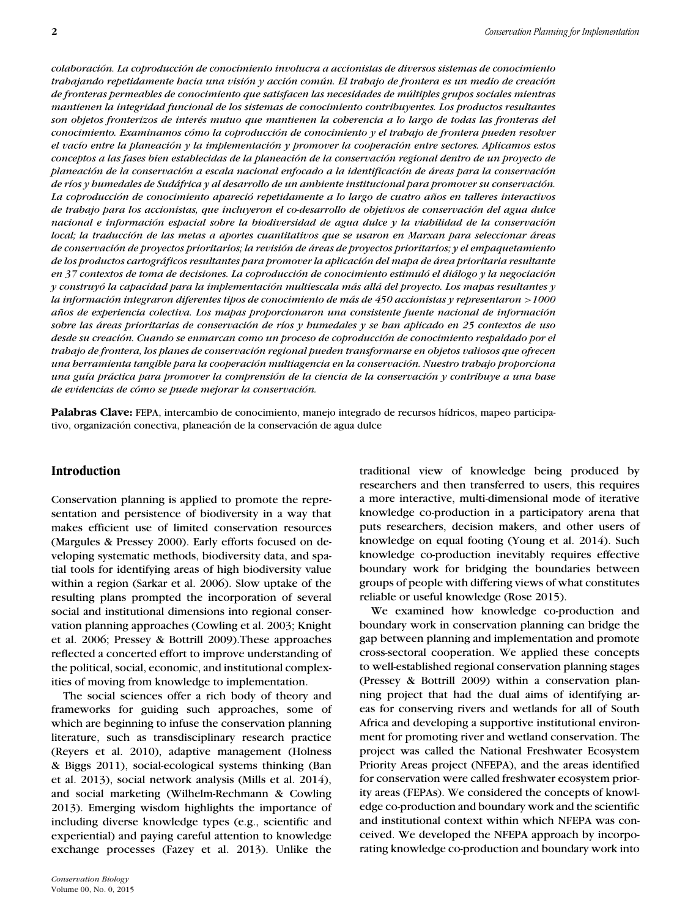*colaboración. La coproducción de conocimiento involucra a accionistas de diversos sistemas de conocimiento trabajando repetidamente hacia una visión y acción común. El trabajo de frontera es un medio de creación de fronteras permeables de conocimiento que satisfacen las necesidades de múltiples grupos sociales mientras mantienen la integridad funcional de los sistemas de conocimiento contribuyentes. Los productos resultantes son objetos fronterizos de interés mutuo que mantienen la coherencia a lo largo de todas las fronteras del conocimiento. Examinamos cómo la coproducción de conocimiento y el trabajo de frontera pueden resolver el vacío entre la planeación y la implementación y promover la cooperación entre sectores. Aplicamos estos conceptos a las fases bien establecidas de la planeación de la conservación regional dentro de un proyecto de planeación de la conservación a escala nacional enfocado a la identificación de áreas para la conservación de ríos y humedales de Sudáfrica y al desarrollo de un ambiente institucional para promover su conservación. La coproducción de conocimiento apareció repetidamente a lo largo de cuatro años en talleres interactivos de trabajo para los accionistas, que incluyeron el co-desarrollo de objetivos de conservación del agua dulce nacional e información espacial sobre la biodiversidad de agua dulce y la viabilidad de la conservación local; la traducción de las metas a aportes cuantitativos que se usaron en Marxan para seleccionar áreas de conservación de proyectos prioritarios; la revisión de áreas de proyectos prioritarios; y el empaquetamiento de los productos cartográficos resultantes para promover la aplicación del mapa de área prioritaria resultante en 37 contextos de toma de decisiones. La coproducción de conocimiento estimuló el diálogo y la negociación y construyó la capacidad para la implementación multiescala más allá del proyecto. Los mapas resultantes y la información integraron diferentes tipos de conocimiento de más de 450 accionistas y representaron >1000 años de experiencia colectiva. Los mapas proporcionaron una consistente fuente nacional de información sobre las áreas prioritarias de conservación de ríos y humedales y se han aplicado en 25 contextos de uso desde su creación. Cuando se enmarcan como un proceso de coproducción de conocimiento respaldado por el trabajo de frontera, los planes de conservación regional pueden transformarse en objetos valiosos que ofrecen una herramienta tangible para la cooperación multiagencia en la conservación. Nuestro trabajo proporciona una guía práctica para promover la comprensión de la ciencia de la conservación y contribuye a una base de evidencias de cómo se puede mejorar la conservación.*

**Palabras Clave:** FEPA, intercambio de conocimiento, manejo integrado de recursos hídricos, mapeo participativo, organización conectiva, planeación de la conservación de agua dulce

## Introduction

Conservation planning is applied to promote the representation and persistence of biodiversity in a way that makes efficient use of limited conservation resources (Margules & Pressey 2000). Early efforts focused on developing systematic methods, biodiversity data, and spatial tools for identifying areas of high biodiversity value within a region (Sarkar et al. 2006). Slow uptake of the resulting plans prompted the incorporation of several social and institutional dimensions into regional conservation planning approaches (Cowling et al. 2003; Knight et al. 2006; Pressey & Bottrill 2009).These approaches reflected a concerted effort to improve understanding of the political, social, economic, and institutional complexities of moving from knowledge to implementation.

The social sciences offer a rich body of theory and frameworks for guiding such approaches, some of which are beginning to infuse the conservation planning literature, such as transdisciplinary research practice (Reyers et al. 2010), adaptive management (Holness & Biggs 2011), social-ecological systems thinking (Ban et al. 2013), social network analysis (Mills et al. 2014), and social marketing (Wilhelm-Rechmann & Cowling 2013). Emerging wisdom highlights the importance of including diverse knowledge types (e.g., scientific and experiential) and paying careful attention to knowledge exchange processes (Fazey et al. 2013). Unlike the traditional view of knowledge being produced by researchers and then transferred to users, this requires a more interactive, multi-dimensional mode of iterative knowledge co-production in a participatory arena that puts researchers, decision makers, and other users of knowledge on equal footing (Young et al. 2014). Such knowledge co-production inevitably requires effective boundary work for bridging the boundaries between groups of people with differing views of what constitutes reliable or useful knowledge (Rose 2015).

We examined how knowledge co-production and boundary work in conservation planning can bridge the gap between planning and implementation and promote cross-sectoral cooperation. We applied these concepts to well-established regional conservation planning stages (Pressey & Bottrill 2009) within a conservation planning project that had the dual aims of identifying areas for conserving rivers and wetlands for all of South Africa and developing a supportive institutional environment for promoting river and wetland conservation. The project was called the National Freshwater Ecosystem Priority Areas project (NFEPA), and the areas identified for conservation were called freshwater ecosystem priority areas (FEPAs). We considered the concepts of knowledge co-production and boundary work and the scientific and institutional context within which NFEPA was conceived. We developed the NFEPA approach by incorporating knowledge co-production and boundary work into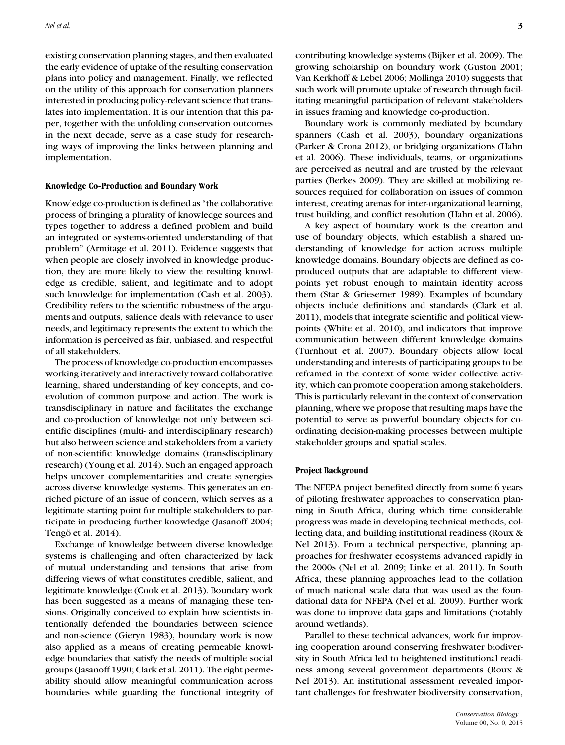existing conservation planning stages, and then evaluated the early evidence of uptake of the resulting conservation plans into policy and management. Finally, we reflected on the utility of this approach for conservation planners interested in producing policy-relevant science that translates into implementation. It is our intention that this paper, together with the unfolding conservation outcomes in the next decade, serve as a case study for researching ways of improving the links between planning and implementation.

### Knowledge Co-Production and Boundary Work

Knowledge co-production is defined as "the collaborative process of bringing a plurality of knowledge sources and types together to address a defined problem and build an integrated or systems-oriented understanding of that problem" (Armitage et al. 2011). Evidence suggests that when people are closely involved in knowledge production, they are more likely to view the resulting knowledge as credible, salient, and legitimate and to adopt such knowledge for implementation (Cash et al. 2003). Credibility refers to the scientific robustness of the arguments and outputs, salience deals with relevance to user needs, and legitimacy represents the extent to which the information is perceived as fair, unbiased, and respectful of all stakeholders.

The process of knowledge co-production encompasses working iteratively and interactively toward collaborative learning, shared understanding of key concepts, and co-evolution of common purpose and action. The work is transdisciplinary in nature and facilitates the exchange and co-production of knowledge not only between scientific disciplines (multi- and interdisciplinary research) but also between science and stakeholders from a variety of non-scientific knowledge domains (transdisciplinary research) (Young et al. 2014). Such an engaged approach helps uncover complementarities and create synergies across diverse knowledge systems. This generates an enriched picture of an issue of concern, which serves as a legitimate starting point for multiple stakeholders to participate in producing further knowledge (Jasanoff 2004; Tengö et al. 2014).

Exchange of knowledge between diverse knowledge systems is challenging and often characterized by lack of mutual understanding and tensions that arise from differing views of what constitutes credible, salient, and legitimate knowledge (Cook et al. 2013). Boundary work has been suggested as a means of managing these tensions. Originally conceived to explain how scientists intentionally defended the boundaries between science and non-science (Gieryn 1983), boundary work is now also applied as a means of creating permeable knowledge boundaries that satisfy the needs of multiple social groups (Jasanoff 1990; Clark et al. 2011). The right permeability should allow meaningful communication across boundaries while guarding the functional integrity of contributing knowledge systems (Bijker et al. 2009). The growing scholarship on boundary work (Guston 2001; Van Kerkhoff & Lebel 2006; Mollinga 2010) suggests that such work will promote uptake of research through facilitating meaningful participation of relevant stakeholders in issues framing and knowledge co-production.

Boundary work is commonly mediated by boundary spanners (Cash et al. 2003), boundary organizations (Parker & Crona 2012), or bridging organizations (Hahn et al. 2006). These individuals, teams, or organizations are perceived as neutral and are trusted by the relevant parties (Berkes 2009). They are skilled at mobilizing resources required for collaboration on issues of common interest, creating arenas for inter-organizational learning, trust building, and conflict resolution (Hahn et al. 2006).

A key aspect of boundary work is the creation and use of boundary objects, which establish a shared understanding of knowledge for action across multiple knowledge domains. Boundary objects are defined as co-produced outputs that are adaptable to different viewpoints yet robust enough to maintain identity across them (Star & Griesemer 1989). Examples of boundary objects include definitions and standards (Clark et al. 2011), models that integrate scientific and political viewpoints (White et al. 2010), and indicators that improve communication between different knowledge domains (Turnhout et al. 2007). Boundary objects allow local understanding and interests of participating groups to be reframed in the context of some wider collective activity, which can promote cooperation among stakeholders. This is particularly relevant in the context of conservation planning, where we propose that resulting maps have the potential to serve as powerful boundary objects for coordinating decision-making processes between multiple stakeholder groups and spatial scales.

### Project Background

The NFEPA project benefited directly from some 6 years of piloting freshwater approaches to conservation planning in South Africa, during which time considerable progress was made in developing technical methods, collecting data, and building institutional readiness (Roux & Nel 2013). From a technical perspective, planning approaches for freshwater ecosystems advanced rapidly in the 2000s (Nel et al. 2009; Linke et al. 2011). In South Africa, these planning approaches lead to the collation of much national scale data that was used as the foundational data for NFEPA (Nel et al. 2009). Further work was done to improve data gaps and limitations (notably around wetlands).

Parallel to these technical advances, work for improving cooperation around conserving freshwater biodiversity in South Africa led to heightened institutional readiness among several government departments (Roux & Nel 2013). An institutional assessment revealed important challenges for freshwater biodiversity conservation,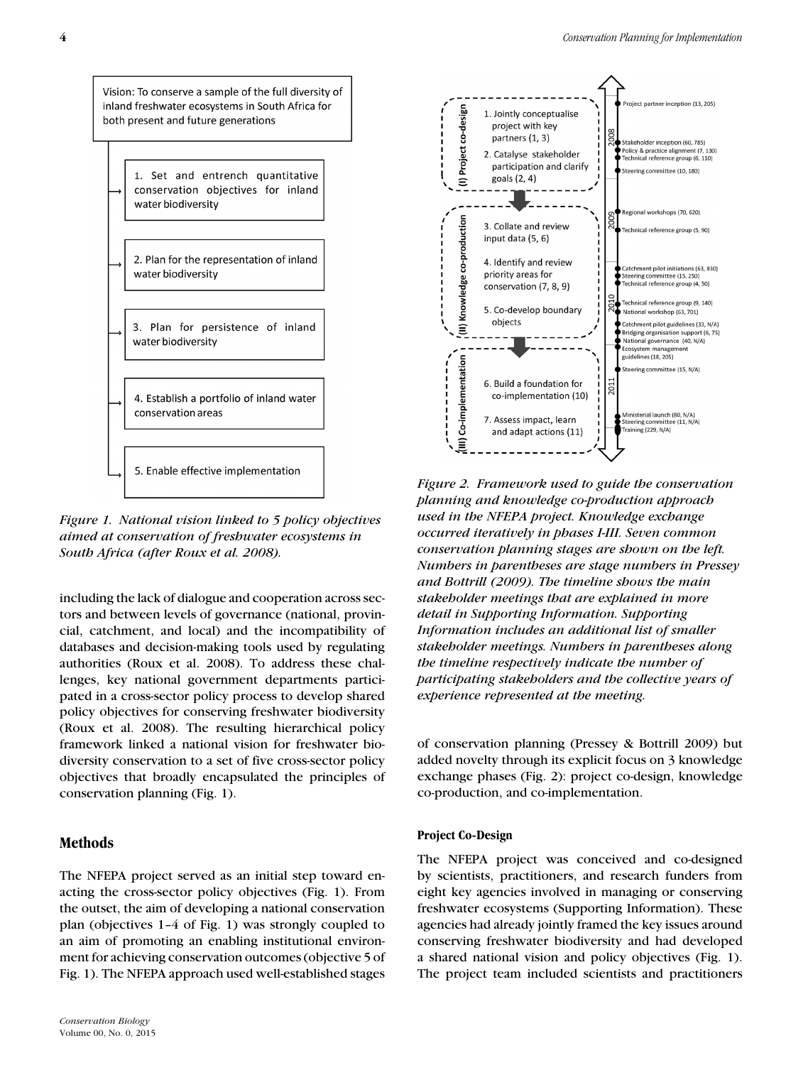Vision: To conserve a sample of the full diversity of inland freshwater ecosystems in South Africa for both present and future generations

1. Set and entrench quantitative conservation objectives for inland water biodiversity
2. Plan for the representation of inland water biodiversity
3. Plan for persistence of inland water biodiversity
4. Establish a portfolio of inland water conservation areas
5. Enable effective implementation

*Figure 1. National vision linked to 5 policy objectives aimed at conservation of freshwater ecosystems in South Africa (after Roux et al. 2008).*

including the lack of dialogue and cooperation across sectors and between levels of governance (national, provincial, catchment, and local) and the incompatibility of databases and decision-making tools used by regulating authorities (Roux et al. 2008). To address these challenges, key national government departments participated in a cross-sector policy process to develop shared policy objectives for conserving freshwater biodiversity (Roux et al. 2008). The resulting hierarchical policy framework linked a national vision for freshwater biodiversity conservation to a set of five cross-sector policy objectives that broadly encapsulated the principles of conservation planning (Fig. 1).

## Methods

The NFEPA project served as an initial step toward enacting the cross-sector policy objectives (Fig. 1). From the outset, the aim of developing a national conservation plan (objectives 1–4 of Fig. 1) was strongly coupled to an aim of promoting an enabling institutional environment for achieving conservation outcomes (objective 5 of Fig. 1). The NFEPA approach used well-established stages

(I) Project co-design
1. Jointly conceptualise project with key partners (1, 3)
2. Catalyse stakeholder participation and clarify goals (2, 4)

(II) Knowledge co-production
3. Collate and review input data (5, 6)
4. Identify and review priority areas for conservation (7, 8, 9)
5. Co-develop boundary objects

(III) Co-implementation
6. Build a foundation for co-implementation (10)
7. Assess impact, learn and adapt actions (11)

2008
- Project partner inception (13, 205)
- Stakeholder inception (60, 785)
- Policy & practice alignment (7, 130)
- Technical reference group (6, 110)
- Steering committee (10, 180)

2009
- Regional workshops (70, 620)
- Technical reference group (5, 90)

2010
- Catchment pilot initiations (63, 830)
- Steering committee (15, 250)
- Technical reference group (4, 50)
- Technical reference group (9, 140)
- National workshop (63, 701)
- Catchment pilot guidelines (33, N/A)
- Bridging organisation support (6, 75)
- National governance (40, N/A)
- Ecosystem management guidelines (18, 205)
- Steering committee (15, N/A)

2011
- Ministerial launch (80, N/A)
- Steering committee (11, N/A)
- Training (229, N/A)

*Figure 2. Framework used to guide the conservation planning and knowledge co-production approach used in the NFEPA project. Knowledge exchange occurred iteratively in phases I-III. Seven common conservation planning stages are shown on the left. Numbers in parentheses are stage numbers in Pressey and Bottrill (2009). The timeline shows the main stakeholder meetings that are explained in more detail in Supporting Information. Supporting Information includes an additional list of smaller stakeholder meetings. Numbers in parentheses along the timeline respectively indicate the number of participating stakeholders and the collective years of experience represented at the meeting.*

of conservation planning (Pressey & Bottrill 2009) but added novelty through its explicit focus on 3 knowledge exchange phases (Fig. 2): project co-design, knowledge co-production, and co-implementation.

### Project Co-Design

The NFEPA project was conceived and co-designed by scientists, practitioners, and research funders from eight key agencies involved in managing or conserving freshwater ecosystems (Supporting Information). These agencies had already jointly framed the key issues around conserving freshwater biodiversity and had developed a shared national vision and policy objectives (Fig. 1). The project team included scientists and practitioners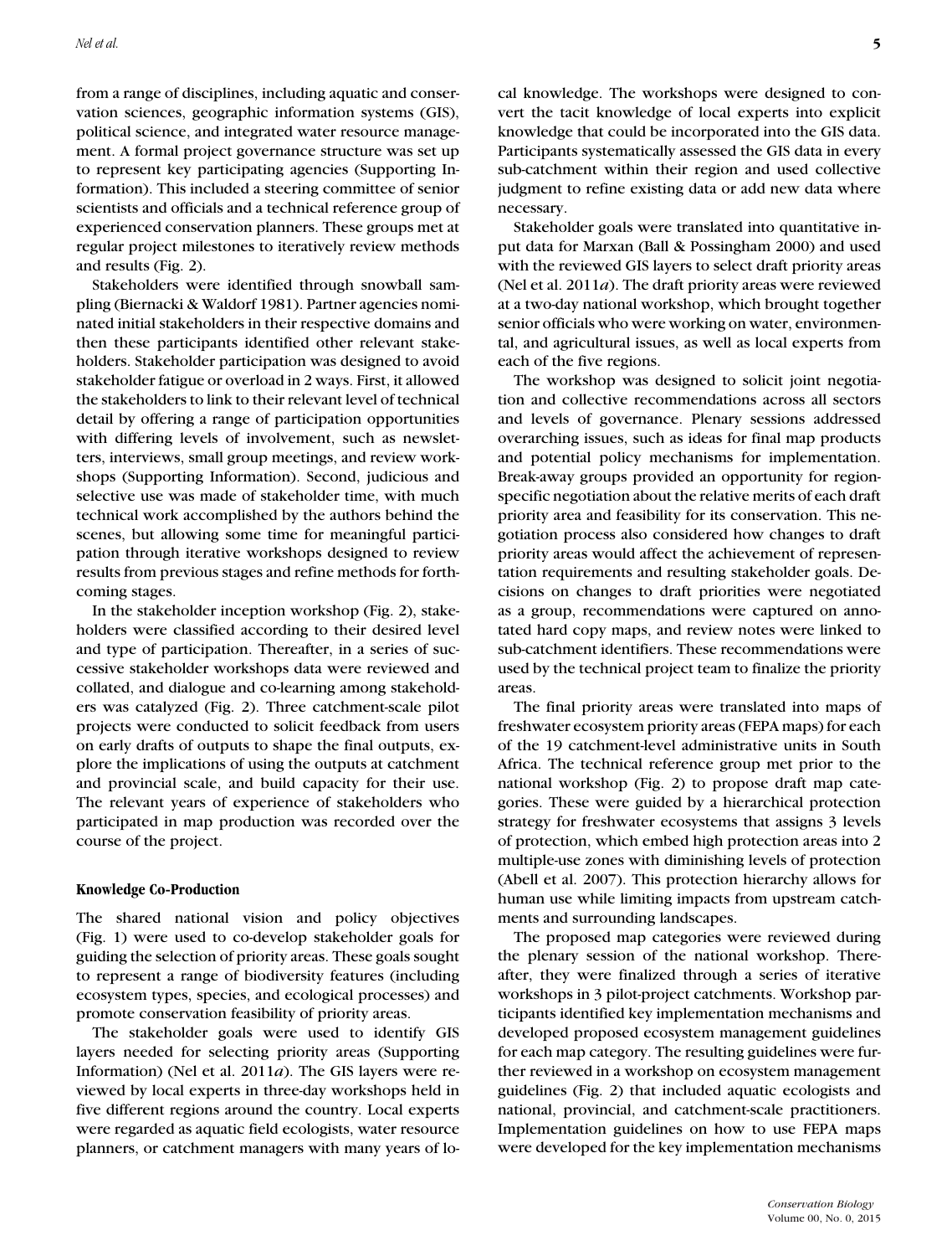from a range of disciplines, including aquatic and conservation sciences, geographic information systems (GIS), political science, and integrated water resource management. A formal project governance structure was set up to represent key participating agencies (Supporting Information). This included a steering committee of senior scientists and officials and a technical reference group of experienced conservation planners. These groups met at regular project milestones to iteratively review methods and results (Fig. 2).

Stakeholders were identified through snowball sampling (Biernacki & Waldorf 1981). Partner agencies nominated initial stakeholders in their respective domains and then these participants identified other relevant stakeholders. Stakeholder participation was designed to avoid stakeholder fatigue or overload in 2 ways. First, it allowed the stakeholders to link to their relevant level of technical detail by offering a range of participation opportunities with differing levels of involvement, such as newsletters, interviews, small group meetings, and review workshops (Supporting Information). Second, judicious and selective use was made of stakeholder time, with much technical work accomplished by the authors behind the scenes, but allowing some time for meaningful participation through iterative workshops designed to review results from previous stages and refine methods for forthcoming stages.

In the stakeholder inception workshop (Fig. 2), stakeholders were classified according to their desired level and type of participation. Thereafter, in a series of successive stakeholder workshops data were reviewed and collated, and dialogue and co-learning among stakeholders was catalyzed (Fig. 2). Three catchment-scale pilot projects were conducted to solicit feedback from users on early drafts of outputs to shape the final outputs, explore the implications of using the outputs at catchment and provincial scale, and build capacity for their use. The relevant years of experience of stakeholders who participated in map production was recorded over the course of the project.

### Knowledge Co-Production

The shared national vision and policy objectives (Fig. 1) were used to co-develop stakeholder goals for guiding the selection of priority areas. These goals sought to represent a range of biodiversity features (including ecosystem types, species, and ecological processes) and promote conservation feasibility of priority areas.

The stakeholder goals were used to identify GIS layers needed for selecting priority areas (Supporting Information) (Nel et al. 2011*a*). The GIS layers were reviewed by local experts in three-day workshops held in five different regions around the country. Local experts were regarded as aquatic field ecologists, water resource planners, or catchment managers with many years of local knowledge. The workshops were designed to convert the tacit knowledge of local experts into explicit knowledge that could be incorporated into the GIS data. Participants systematically assessed the GIS data in every sub-catchment within their region and used collective judgment to refine existing data or add new data where necessary.

Stakeholder goals were translated into quantitative input data for Marxan (Ball & Possingham 2000) and used with the reviewed GIS layers to select draft priority areas (Nel et al. 2011*a*). The draft priority areas were reviewed at a two-day national workshop, which brought together senior officials who were working on water, environmental, and agricultural issues, as well as local experts from each of the five regions.

The workshop was designed to solicit joint negotiation and collective recommendations across all sectors and levels of governance. Plenary sessions addressed overarching issues, such as ideas for final map products and potential policy mechanisms for implementation. Break-away groups provided an opportunity for region-specific negotiation about the relative merits of each draft priority area and feasibility for its conservation. This negotiation process also considered how changes to draft priority areas would affect the achievement of representation requirements and resulting stakeholder goals. Decisions on changes to draft priorities were negotiated as a group, recommendations were captured on annotated hard copy maps, and review notes were linked to sub-catchment identifiers. These recommendations were used by the technical project team to finalize the priority areas.

The final priority areas were translated into maps of freshwater ecosystem priority areas (FEPA maps) for each of the 19 catchment-level administrative units in South Africa. The technical reference group met prior to the national workshop (Fig. 2) to propose draft map categories. These were guided by a hierarchical protection strategy for freshwater ecosystems that assigns 3 levels of protection, which embed high protection areas into 2 multiple-use zones with diminishing levels of protection (Abell et al. 2007). This protection hierarchy allows for human use while limiting impacts from upstream catchments and surrounding landscapes.

The proposed map categories were reviewed during the plenary session of the national workshop. Thereafter, they were finalized through a series of iterative workshops in 3 pilot-project catchments. Workshop participants identified key implementation mechanisms and developed proposed ecosystem management guidelines for each map category. The resulting guidelines were further reviewed in a workshop on ecosystem management guidelines (Fig. 2) that included aquatic ecologists and national, provincial, and catchment-scale practitioners. Implementation guidelines on how to use FEPA maps were developed for the key implementation mechanisms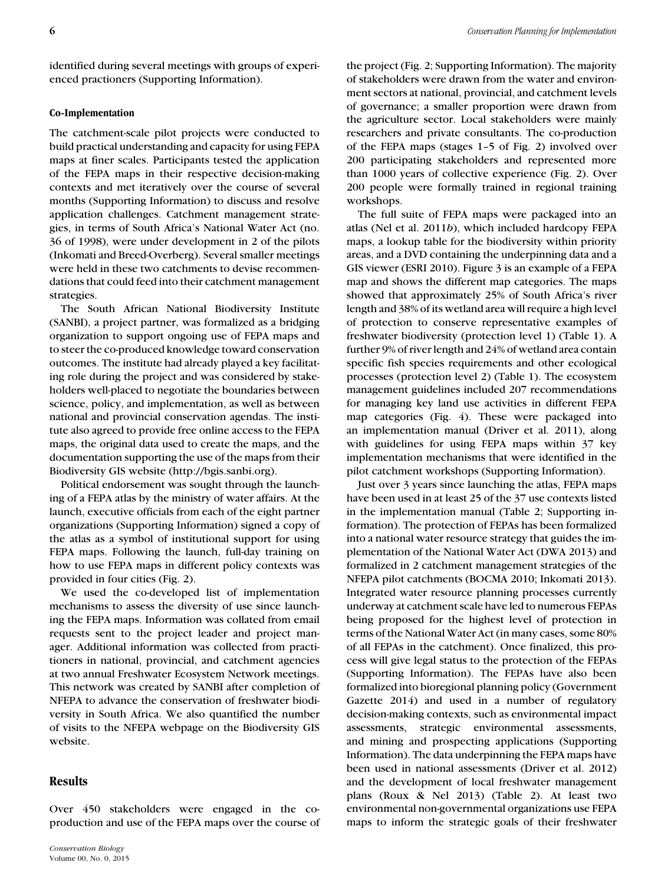identified during several meetings with groups of experienced practioners (Supporting Information).

### Co-Implementation

The catchment-scale pilot projects were conducted to build practical understanding and capacity for using FEPA maps at finer scales. Participants tested the application of the FEPA maps in their respective decision-making contexts and met iteratively over the course of several months (Supporting Information) to discuss and resolve application challenges. Catchment management strategies, in terms of South Africa's National Water Act (no. 36 of 1998), were under development in 2 of the pilots (Inkomati and Breed-Overberg). Several smaller meetings were held in these two catchments to devise recommendations that could feed into their catchment management strategies.

The South African National Biodiversity Institute (SANBI), a project partner, was formalized as a bridging organization to support ongoing use of FEPA maps and to steer the co-produced knowledge toward conservation outcomes. The institute had already played a key facilitating role during the project and was considered by stakeholders well-placed to negotiate the boundaries between science, policy, and implementation, as well as between national and provincial conservation agendas. The institute also agreed to provide free online access to the FEPA maps, the original data used to create the maps, and the documentation supporting the use of the maps from their Biodiversity GIS website (http://bgis.sanbi.org).

Political endorsement was sought through the launching of a FEPA atlas by the ministry of water affairs. At the launch, executive officials from each of the eight partner organizations (Supporting Information) signed a copy of the atlas as a symbol of institutional support for using FEPA maps. Following the launch, full-day training on how to use FEPA maps in different policy contexts was provided in four cities (Fig. 2).

We used the co-developed list of implementation mechanisms to assess the diversity of use since launching the FEPA maps. Information was collated from email requests sent to the project leader and project manager. Additional information was collected from practitioners in national, provincial, and catchment agencies at two annual Freshwater Ecosystem Network meetings. This network was created by SANBI after completion of NFEPA to advance the conservation of freshwater biodiversity in South Africa. We also quantified the number of visits to the NFEPA webpage on the Biodiversity GIS website.

## Results

Over 450 stakeholders were engaged in the co-production and use of the FEPA maps over the course of the project (Fig. 2; Supporting Information). The majority of stakeholders were drawn from the water and environment sectors at national, provincial, and catchment levels of governance; a smaller proportion were drawn from the agriculture sector. Local stakeholders were mainly researchers and private consultants. The co-production of the FEPA maps (stages 1–5 of Fig. 2) involved over 200 participating stakeholders and represented more than 1000 years of collective experience (Fig. 2). Over 200 people were formally trained in regional training workshops.

The full suite of FEPA maps were packaged into an atlas (Nel et al. 2011*b*), which included hardcopy FEPA maps, a lookup table for the biodiversity within priority areas, and a DVD containing the underpinning data and a GIS viewer (ESRI 2010). Figure 3 is an example of a FEPA map and shows the different map categories. The maps showed that approximately 25% of South Africa's river length and 38% of its wetland area will require a high level of protection to conserve representative examples of freshwater biodiversity (protection level 1) (Table 1). A further 9% of river length and 24% of wetland area contain specific fish species requirements and other ecological processes (protection level 2) (Table 1). The ecosystem management guidelines included 207 recommendations for managing key land use activities in different FEPA map categories (Fig. 4). These were packaged into an implementation manual (Driver et al. 2011), along with guidelines for using FEPA maps within 37 key implementation mechanisms that were identified in the pilot catchment workshops (Supporting Information).

Just over 3 years since launching the atlas, FEPA maps have been used in at least 25 of the 37 use contexts listed in the implementation manual (Table 2; Supporting information). The protection of FEPAs has been formalized into a national water resource strategy that guides the implementation of the National Water Act (DWA 2013) and formalized in 2 catchment management strategies of the NFEPA pilot catchments (BOCMA 2010; Inkomati 2013). Integrated water resource planning processes currently underway at catchment scale have led to numerous FEPAs being proposed for the highest level of protection in terms of the National Water Act (in many cases, some 80% of all FEPAs in the catchment). Once finalized, this process will give legal status to the protection of the FEPAs (Supporting Information). The FEPAs have also been formalized into bioregional planning policy (Government Gazette 2014) and used in a number of regulatory decision-making contexts, such as environmental impact assessments, strategic environmental assessments, and mining and prospecting applications (Supporting Information). The data underpinning the FEPA maps have been used in national assessments (Driver et al. 2012) and the development of local freshwater management plans (Roux & Nel 2013) (Table 2). At least two environmental non-governmental organizations use FEPA maps to inform the strategic goals of their freshwater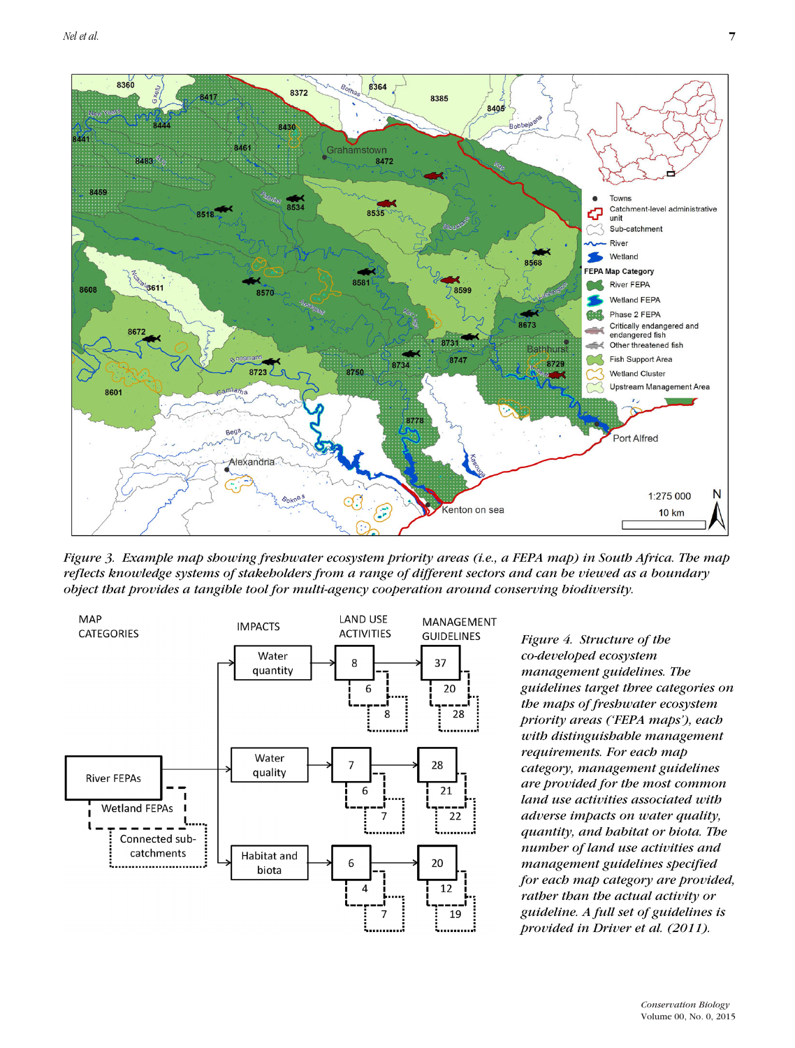*Figure 3. Example map showing freshwater ecosystem priority areas (i.e., a FEPA map) in South Africa. The map reflects knowledge systems of stakeholders from a range of different sectors and can be viewed as a boundary object that provides a tangible tool for multi-agency cooperation around conserving biodiversity.*

*Figure 4. Structure of the co-developed ecosystem management guidelines. The guidelines target three categories on the maps of freshwater ecosystem priority areas ('FEPA maps'), each with distinguishable management requirements. For each map category, management guidelines are provided for the most common land use activities associated with adverse impacts on water quality, quantity, and habitat or biota. The number of land use activities and management guidelines specified for each map category are provided, rather than the actual activity or guideline. A full set of guidelines is provided in Driver et al. (2011).*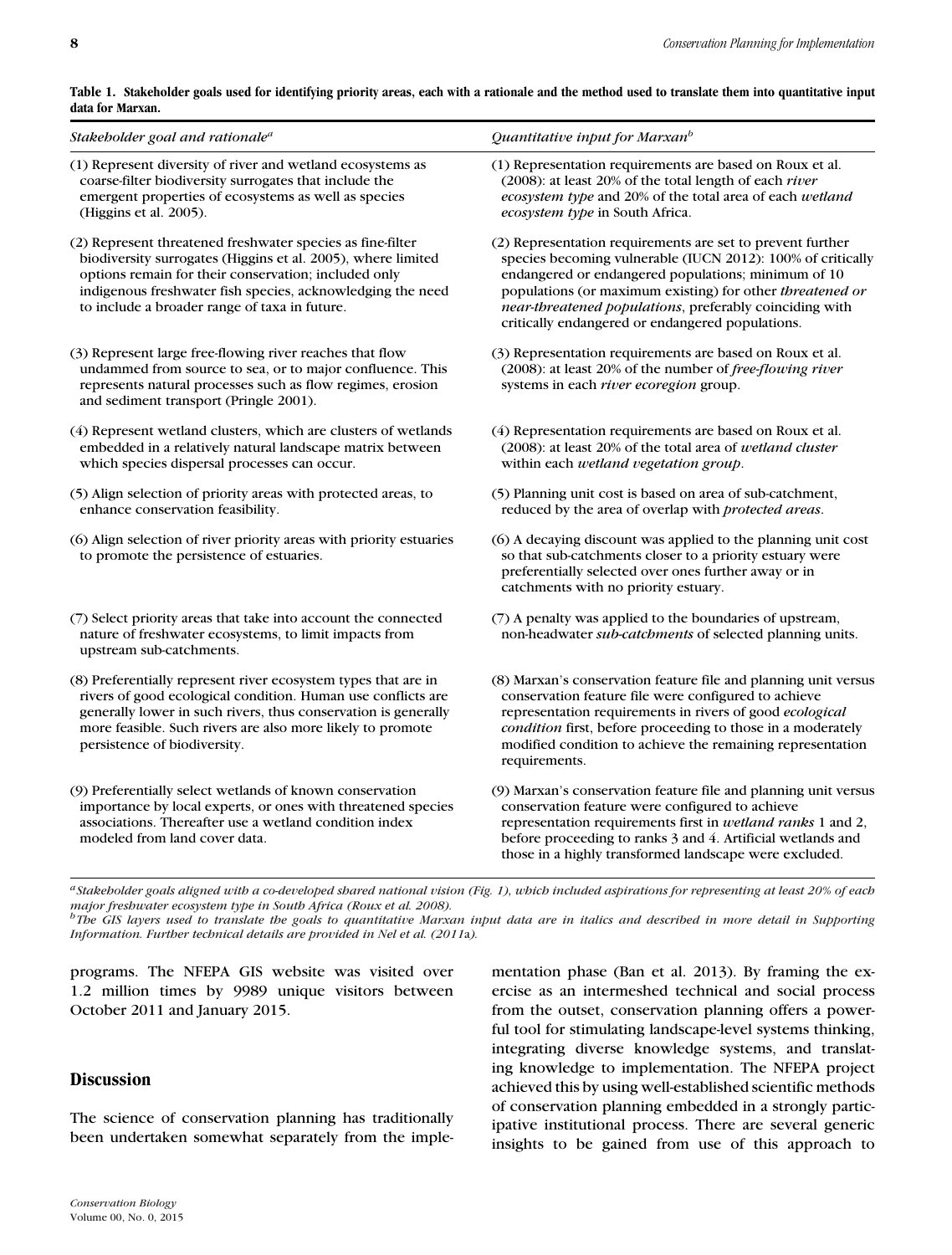**Table 1. Stakeholder goals used for identifying priority areas, each with a rationale and the method used to translate them into quantitative input data for Marxan.**

| *Stakeholder goal and rationale*[a] | *Quantitative input for Marxan*[b] |
|---|---|
| (1) Represent diversity of river and wetland ecosystems as coarse-filter biodiversity surrogates that include the emergent properties of ecosystems as well as species (Higgins et al. 2005). | (1) Representation requirements are based on Roux et al. (2008): at least 20% of the total length of each *river ecosystem type* and 20% of the total area of each *wetland ecosystem type* in South Africa. |
| (2) Represent threatened freshwater species as fine-filter biodiversity surrogates (Higgins et al. 2005), where limited options remain for their conservation; included only indigenous freshwater fish species, acknowledging the need to include a broader range of taxa in future. | (2) Representation requirements are set to prevent further species becoming vulnerable (IUCN 2012): 100% of critically endangered or endangered populations; minimum of 10 populations (or maximum existing) for other *threatened or near-threatened populations*, preferably coinciding with critically endangered or endangered populations. |
| (3) Represent large free-flowing river reaches that flow undammed from source to sea, or to major confluence. This represents natural processes such as flow regimes, erosion and sediment transport (Pringle 2001). | (3) Representation requirements are based on Roux et al. (2008): at least 20% of the number of *free-flowing river* systems in each *river ecoregion* group. |
| (4) Represent wetland clusters, which are clusters of wetlands embedded in a relatively natural landscape matrix between which species dispersal processes can occur. | (4) Representation requirements are based on Roux et al. (2008): at least 20% of the total area of *wetland cluster* within each *wetland vegetation group*. |
| (5) Align selection of priority areas with protected areas, to enhance conservation feasibility. | (5) Planning unit cost is based on area of sub-catchment, reduced by the area of overlap with *protected areas*. |
| (6) Align selection of river priority areas with priority estuaries to promote the persistence of estuaries. | (6) A decaying discount was applied to the planning unit cost so that sub-catchments closer to a priority estuary were preferentially selected over ones further away or in catchments with no priority estuary. |
| (7) Select priority areas that take into account the connected nature of freshwater ecosystems, to limit impacts from upstream sub-catchments. | (7) A penalty was applied to the boundaries of upstream, non-headwater *sub-catchments* of selected planning units. |
| (8) Preferentially represent river ecosystem types that are in rivers of good ecological condition. Human use conflicts are generally lower in such rivers, thus conservation is generally more feasible. Such rivers are also more likely to promote persistence of biodiversity. | (8) Marxan's conservation feature file and planning unit versus conservation feature file were configured to achieve representation requirements in rivers of good *ecological condition* first, before proceeding to those in a moderately modified condition to achieve the remaining representation requirements. |
| (9) Preferentially select wetlands of known conservation importance by local experts, or ones with threatened species associations. Thereafter use a wetland condition index modeled from land cover data. | (9) Marxan's conservation feature file and planning unit versus conservation feature were configured to achieve representation requirements first in *wetland ranks* 1 and 2, before proceeding to ranks 3 and 4. Artificial wetlands and those in a highly transformed landscape were excluded. |

[a]*Stakeholder goals aligned with a co-developed shared national vision (Fig. 1), which included aspirations for representing at least 20% of each major freshwater ecosystem type in South Africa (Roux et al. 2008).*
[b]*The GIS layers used to translate the goals to quantitative Marxan input data are in italics and described in more detail in Supporting Information. Further technical details are provided in Nel et al. (2011a).*

programs. The NFEPA GIS website was visited over 1.2 million times by 9989 unique visitors between October 2011 and January 2015.

## Discussion

The science of conservation planning has traditionally been undertaken somewhat separately from the implementation phase (Ban et al. 2013). By framing the exercise as an intermeshed technical and social process from the outset, conservation planning offers a powerful tool for stimulating landscape-level systems thinking, integrating diverse knowledge systems, and translating knowledge to implementation. The NFEPA project achieved this by using well-established scientific methods of conservation planning embedded in a strongly participative institutional process. There are several generic insights to be gained from use of this approach to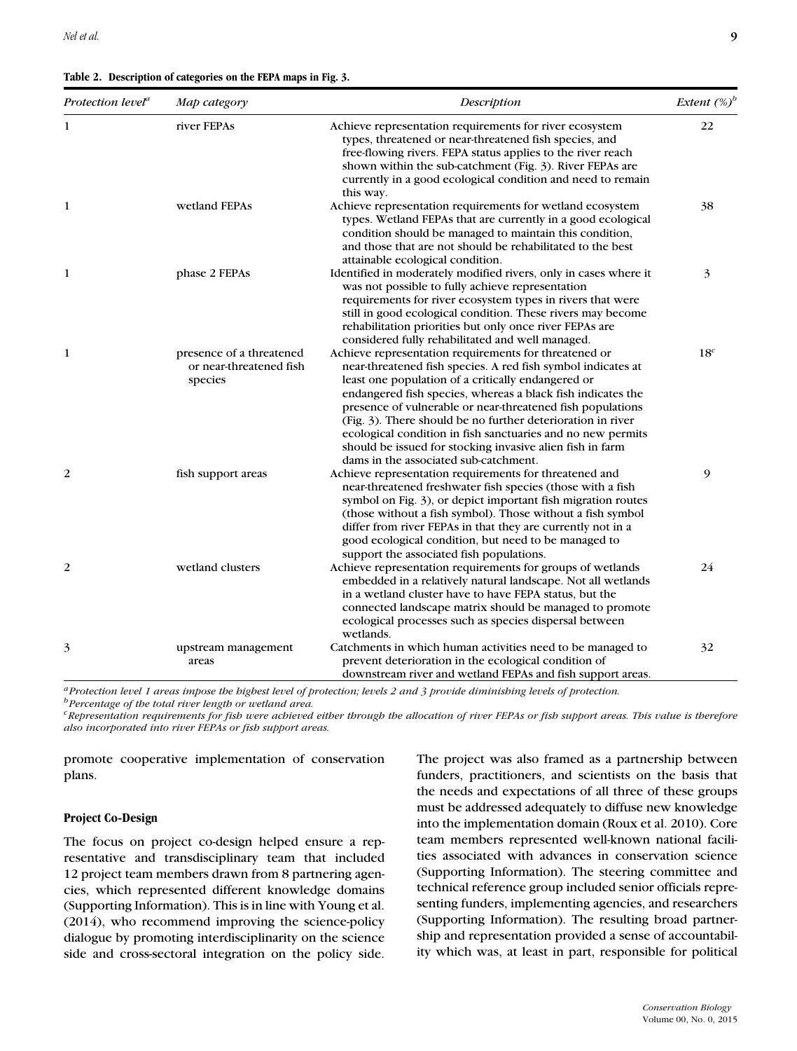**Table 2. Description of categories on the FEPA maps in Fig. 3.**

| *Protection level*[a] | *Map category* | *Description* | *Extent (%)*[b] |
|---|---|---|---|
| 1 | river FEPAs | Achieve representation requirements for river ecosystem types, threatened or near-threatened fish species, and free-flowing rivers. FEPA status applies to the river reach shown within the sub-catchment (Fig. 3). River FEPAs are currently in a good ecological condition and need to remain this way. | 22 |
| 1 | wetland FEPAs | Achieve representation requirements for wetland ecosystem types. Wetland FEPAs that are currently in a good ecological condition should be managed to maintain this condition, and those that are not should be rehabilitated to the best attainable ecological condition. | 38 |
| 1 | phase 2 FEPAs | Identified in moderately modified rivers, only in cases where it was not possible to fully achieve representation requirements for river ecosystem types in rivers that were still in good ecological condition. These rivers may become rehabilitation priorities but only once river FEPAs are considered fully rehabilitated and well managed. | 3 |
| 1 | presence of a threatened or near-threatened fish species | Achieve representation requirements for threatened or near-threatened fish species. A red fish symbol indicates at least one population of a critically endangered or endangered fish species, whereas a black fish indicates the presence of vulnerable or near-threatened fish populations (Fig. 3). There should be no further deterioration in river ecological condition in fish sanctuaries and no new permits should be issued for stocking invasive alien fish in farm dams in the associated sub-catchment. | 18[c] |
| 2 | fish support areas | Achieve representation requirements for threatened and near-threatened freshwater fish species (those with a fish symbol on Fig. 3), or depict important fish migration routes (those without a fish symbol). Those without a fish symbol differ from river FEPAs in that they are currently not in a good ecological condition, but need to be managed to support the associated fish populations. | 9 |
| 2 | wetland clusters | Achieve representation requirements for groups of wetlands embedded in a relatively natural landscape. Not all wetlands in a wetland cluster have to have FEPA status, but the connected landscape matrix should be managed to promote ecological processes such as species dispersal between wetlands. | 24 |
| 3 | upstream management areas | Catchments in which human activities need to be managed to prevent deterioration in the ecological condition of downstream river and wetland FEPAs and fish support areas. | 32 |

[a] *Protection level 1 areas impose the highest level of protection; levels 2 and 3 provide diminishing levels of protection.*
[b] *Percentage of the total river length or wetland area.*
[c] *Representation requirements for fish were achieved either through the allocation of river FEPAs or fish support areas. This value is therefore also incorporated into river FEPAs or fish support areas.*

promote cooperative implementation of conservation plans.

### Project Co-Design

The focus on project co-design helped ensure a representative and transdisciplinary team that included 12 project team members drawn from 8 partnering agencies, which represented different knowledge domains (Supporting Information). This is in line with Young et al. (2014), who recommend improving the science-policy dialogue by promoting interdisciplinarity on the science side and cross-sectoral integration on the policy side. The project was also framed as a partnership between funders, practitioners, and scientists on the basis that the needs and expectations of all three of these groups must be addressed adequately to diffuse new knowledge into the implementation domain (Roux et al. 2010). Core team members represented well-known national facilities associated with advances in conservation science (Supporting Information). The steering committee and technical reference group included senior officials representing funders, implementing agencies, and researchers (Supporting Information). The resulting broad partnership and representation provided a sense of accountability which was, at least in part, responsible for political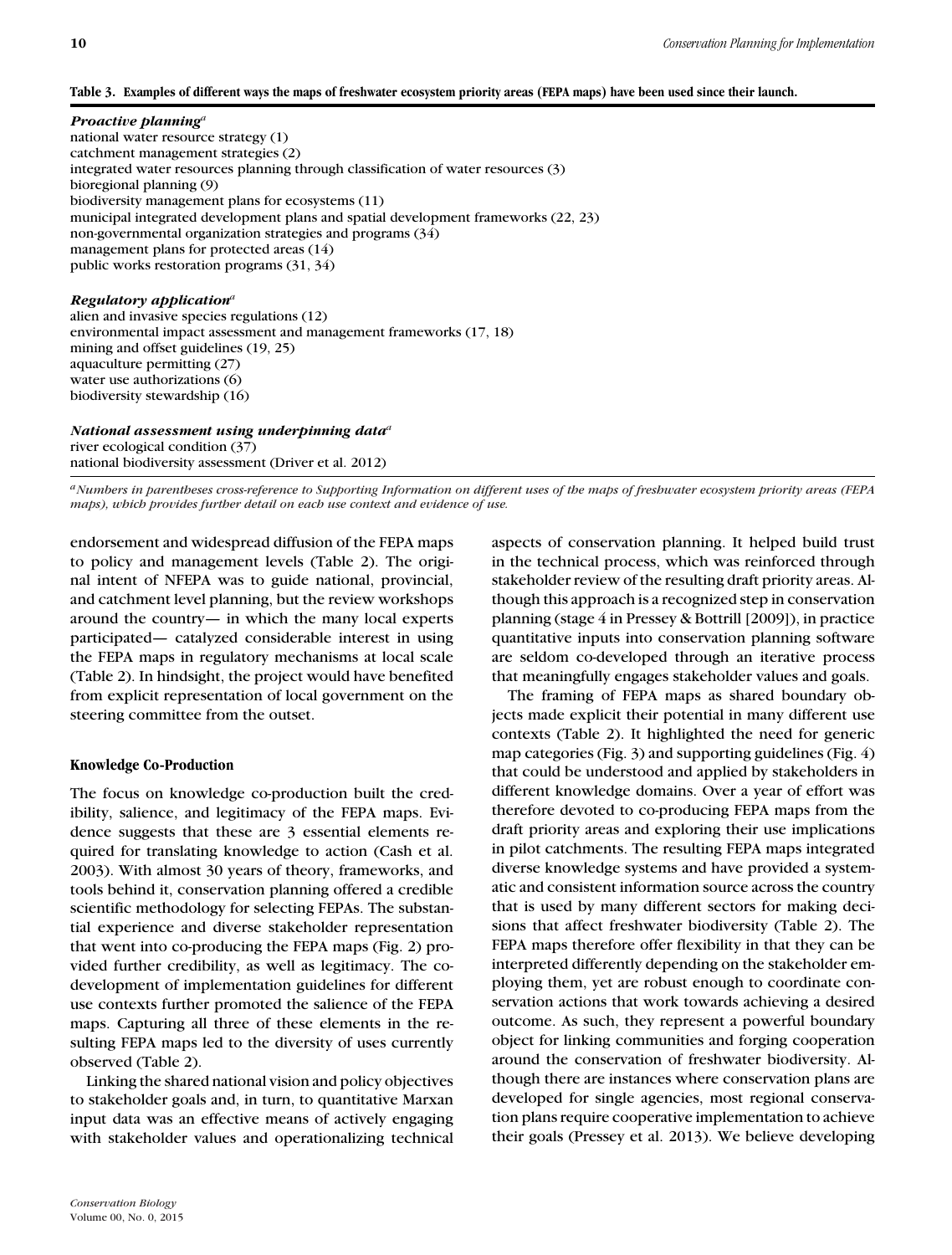**Table 3. Examples of different ways the maps of freshwater ecosystem priority areas (FEPA maps) have been used since their launch.**

| |
|---|
| ***Proactive planning***[a] |
| national water resource strategy (1) |
| catchment management strategies (2) |
| integrated water resources planning through classification of water resources (3) |
| bioregional planning (9) |
| biodiversity management plans for ecosystems (11) |
| municipal integrated development plans and spatial development frameworks (22, 23) |
| non-governmental organization strategies and programs (34) |
| management plans for protected areas (14) |
| public works restoration programs (31, 34) |
| ***Regulatory application***[a] |
| alien and invasive species regulations (12) |
| environmental impact assessment and management frameworks (17, 18) |
| mining and offset guidelines (19, 25) |
| aquaculture permitting (27) |
| water use authorizations (6) |
| biodiversity stewardship (16) |
| ***National assessment using underpinning data***[a] |
| river ecological condition (37) |
| national biodiversity assessment (Driver et al. 2012) |

[a]*Numbers in parentheses cross-reference to Supporting Information on different uses of the maps of freshwater ecosystem priority areas (FEPA maps), which provides further detail on each use context and evidence of use.*

endorsement and widespread diffusion of the FEPA maps to policy and management levels (Table 2). The original intent of NFEPA was to guide national, provincial, and catchment level planning, but the review workshops around the country— in which the many local experts participated— catalyzed considerable interest in using the FEPA maps in regulatory mechanisms at local scale (Table 2). In hindsight, the project would have benefited from explicit representation of local government on the steering committee from the outset.

### Knowledge Co-Production

The focus on knowledge co-production built the credibility, salience, and legitimacy of the FEPA maps. Evidence suggests that these are 3 essential elements required for translating knowledge to action (Cash et al. 2003). With almost 30 years of theory, frameworks, and tools behind it, conservation planning offered a credible scientific methodology for selecting FEPAs. The substantial experience and diverse stakeholder representation that went into co-producing the FEPA maps (Fig. 2) provided further credibility, as well as legitimacy. The co-development of implementation guidelines for different use contexts further promoted the salience of the FEPA maps. Capturing all three of these elements in the resulting FEPA maps led to the diversity of uses currently observed (Table 2).

Linking the shared national vision and policy objectives to stakeholder goals and, in turn, to quantitative Marxan input data was an effective means of actively engaging with stakeholder values and operationalizing technical aspects of conservation planning. It helped build trust in the technical process, which was reinforced through stakeholder review of the resulting draft priority areas. Although this approach is a recognized step in conservation planning (stage 4 in Pressey & Bottrill [2009]), in practice quantitative inputs into conservation planning software are seldom co-developed through an iterative process that meaningfully engages stakeholder values and goals.

The framing of FEPA maps as shared boundary objects made explicit their potential in many different use contexts (Table 2). It highlighted the need for generic map categories (Fig. 3) and supporting guidelines (Fig. 4) that could be understood and applied by stakeholders in different knowledge domains. Over a year of effort was therefore devoted to co-producing FEPA maps from the draft priority areas and exploring their use implications in pilot catchments. The resulting FEPA maps integrated diverse knowledge systems and have provided a systematic and consistent information source across the country that is used by many different sectors for making decisions that affect freshwater biodiversity (Table 2). The FEPA maps therefore offer flexibility in that they can be interpreted differently depending on the stakeholder employing them, yet are robust enough to coordinate conservation actions that work towards achieving a desired outcome. As such, they represent a powerful boundary object for linking communities and forging cooperation around the conservation of freshwater biodiversity. Although there are instances where conservation plans are developed for single agencies, most regional conservation plans require cooperative implementation to achieve their goals (Pressey et al. 2013). We believe developing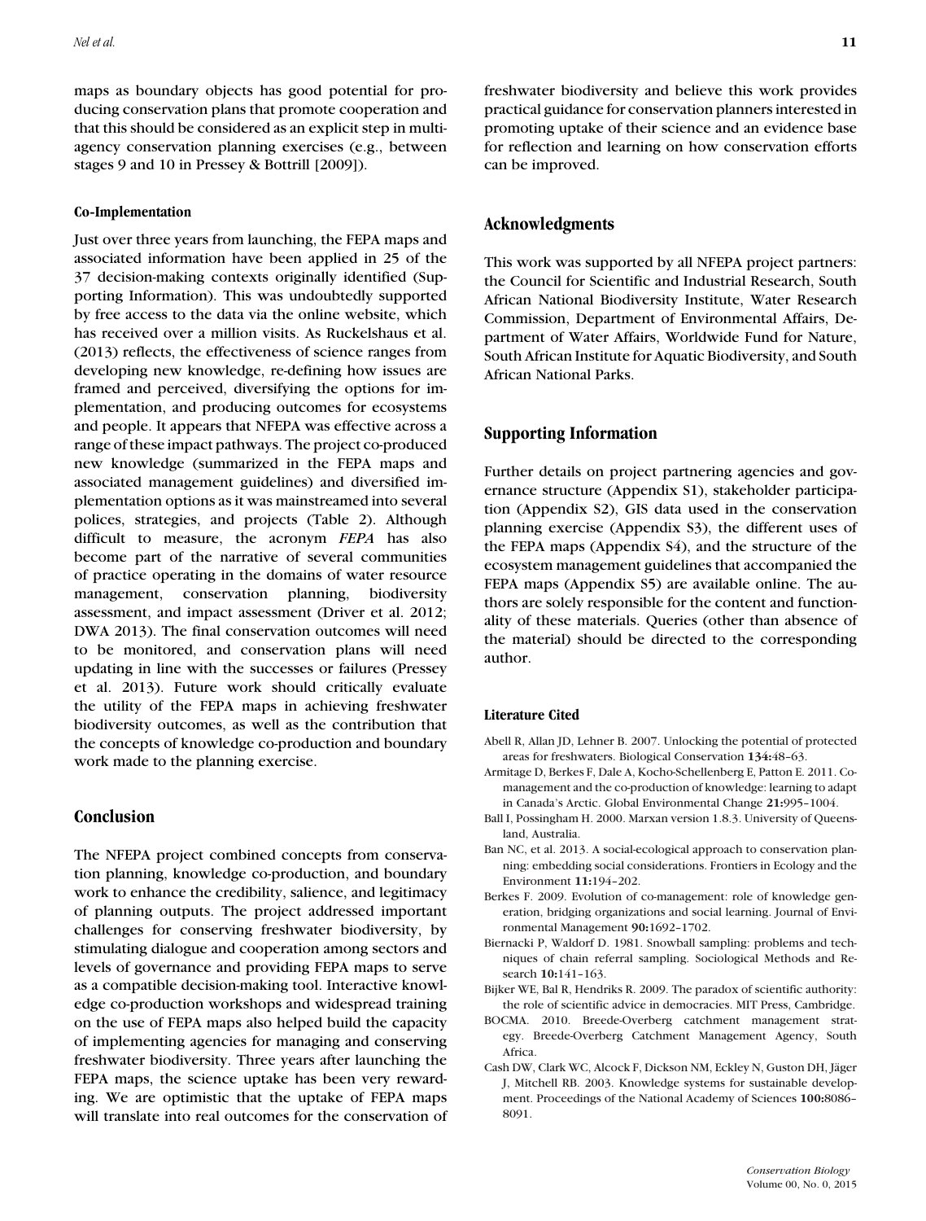maps as boundary objects has good potential for producing conservation plans that promote cooperation and that this should be considered as an explicit step in multi-agency conservation planning exercises (e.g., between stages 9 and 10 in Pressey & Bottrill [2009]).

#### Co-Implementation

Just over three years from launching, the FEPA maps and associated information have been applied in 25 of the 37 decision-making contexts originally identified (Supporting Information). This was undoubtedly supported by free access to the data via the online website, which has received over a million visits. As Ruckelshaus et al. (2013) reflects, the effectiveness of science ranges from developing new knowledge, re-defining how issues are framed and perceived, diversifying the options for implementation, and producing outcomes for ecosystems and people. It appears that NFEPA was effective across a range of these impact pathways. The project co-produced new knowledge (summarized in the FEPA maps and associated management guidelines) and diversified implementation options as it was mainstreamed into several polices, strategies, and projects (Table 2). Although difficult to measure, the acronym *FEPA* has also become part of the narrative of several communities of practice operating in the domains of water resource management, conservation planning, biodiversity assessment, and impact assessment (Driver et al. 2012; DWA 2013). The final conservation outcomes will need to be monitored, and conservation plans will need updating in line with the successes or failures (Pressey et al. 2013). Future work should critically evaluate the utility of the FEPA maps in achieving freshwater biodiversity outcomes, as well as the contribution that the concepts of knowledge co-production and boundary work made to the planning exercise.

## Conclusion

The NFEPA project combined concepts from conservation planning, knowledge co-production, and boundary work to enhance the credibility, salience, and legitimacy of planning outputs. The project addressed important challenges for conserving freshwater biodiversity, by stimulating dialogue and cooperation among sectors and levels of governance and providing FEPA maps to serve as a compatible decision-making tool. Interactive knowledge co-production workshops and widespread training on the use of FEPA maps also helped build the capacity of implementing agencies for managing and conserving freshwater biodiversity. Three years after launching the FEPA maps, the science uptake has been very rewarding. We are optimistic that the uptake of FEPA maps will translate into real outcomes for the conservation of freshwater biodiversity and believe this work provides practical guidance for conservation planners interested in promoting uptake of their science and an evidence base for reflection and learning on how conservation efforts can be improved.

## Acknowledgments

This work was supported by all NFEPA project partners: the Council for Scientific and Industrial Research, South African National Biodiversity Institute, Water Research Commission, Department of Environmental Affairs, Department of Water Affairs, Worldwide Fund for Nature, South African Institute for Aquatic Biodiversity, and South African National Parks.

## Supporting Information

Further details on project partnering agencies and governance structure (Appendix S1), stakeholder participation (Appendix S2), GIS data used in the conservation planning exercise (Appendix S3), the different uses of the FEPA maps (Appendix S4), and the structure of the ecosystem management guidelines that accompanied the FEPA maps (Appendix S5) are available online. The authors are solely responsible for the content and functionality of these materials. Queries (other than absence of the material) should be directed to the corresponding author.

#### Literature Cited

Abell R, Allan JD, Lehner B. 2007. Unlocking the potential of protected areas for freshwaters. Biological Conservation **134:**48–63.

Armitage D, Berkes F, Dale A, Kocho-Schellenberg E, Patton E. 2011. Co-management and the co-production of knowledge: learning to adapt in Canada's Arctic. Global Environmental Change **21:**995–1004.

Ball I, Possingham H. 2000. Marxan version 1.8.3. University of Queensland, Australia.

Ban NC, et al. 2013. A social-ecological approach to conservation planning: embedding social considerations. Frontiers in Ecology and the Environment **11:**194–202.

Berkes F. 2009. Evolution of co-management: role of knowledge generation, bridging organizations and social learning. Journal of Environmental Management **90:**1692–1702.

Biernacki P, Waldorf D. 1981. Snowball sampling: problems and techniques of chain referral sampling. Sociological Methods and Research **10:**141–163.

Bijker WE, Bal R, Hendriks R. 2009. The paradox of scientific authority: the role of scientific advice in democracies. MIT Press, Cambridge.

BOCMA. 2010. Breede-Overberg catchment management strategy. Breede-Overberg Catchment Management Agency, South Africa.

Cash DW, Clark WC, Alcock F, Dickson NM, Eckley N, Guston DH, Jäger J, Mitchell RB. 2003. Knowledge systems for sustainable development. Proceedings of the National Academy of Sciences **100:**8086–8091.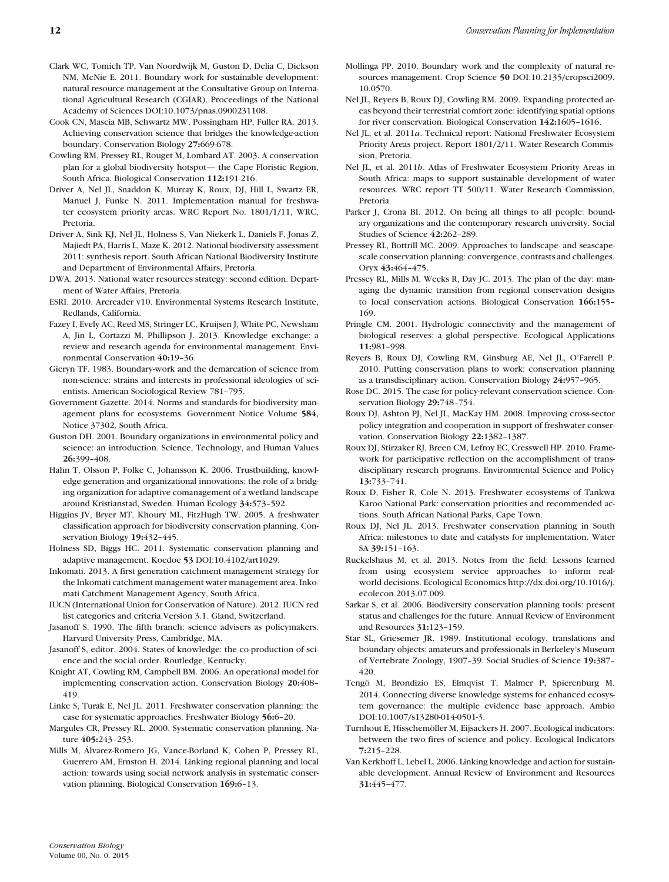Clark WC, Tomich TP, Van Noordwijk M, Guston D, Delia C, Dickson NM, McNie E. 2011. Boundary work for sustainable development: natural resource management at the Consultative Group on International Agricultural Research (CGIAR). Proceedings of the National Academy of Sciences DOI:10.1073/pnas.0900231108.

Cook CN, Mascia MB, Schwartz MW, Possingham HP, Fuller RA. 2013. Achieving conservation science that bridges the knowledge-action boundary. Conservation Biology **27:**669-678.

Cowling RM, Pressey RL, Rouget M, Lombard AT. 2003. A conservation plan for a global biodiversity hotspot— the Cape Floristic Region, South Africa. Biological Conservation **112:**191-216.

Driver A, Nel JL, Snaddon K, Murray K, Roux, DJ, Hill L, Swartz ER, Manuel J, Funke N. 2011. Implementation manual for freshwater ecosystem priority areas. WRC Report No. 1801/1/11, WRC, Pretoria.

Driver A, Sink KJ, Nel JL, Holness S, Van Niekerk L, Daniels F, Jonas Z, Majiedt PA, Harris L, Maze K. 2012. National biodiversity assessment 2011: synthesis report. South African National Biodiversity Institute and Department of Environmental Affairs, Pretoria.

DWA. 2013. National water resources strategy: second edition. Department of Water Affairs, Pretoria.

ESRI. 2010. Arcreader v10. Environmental Systems Research Institute, Redlands, California.

Fazey I, Evely AC, Reed MS, Stringer LC, Kruijsen J, White PC, Newsham A, Jin L, Cortazzi M, Phillipson J. 2013. Knowledge exchange: a review and research agenda for environmental management. Environmental Conservation **40:**19–36.

Gieryn TF. 1983. Boundary-work and the demarcation of science from non-science: strains and interests in professional ideologies of scientists. American Sociological Review 781–795.

Government Gazette. 2014. Norms and standards for biodiversity management plans for ecosystems. Government Notice Volume **584**, Notice 37302, South Africa.

Guston DH. 2001. Boundary organizations in environmental policy and science: an introduction. Science, Technology, and Human Values **26:**399–408.

Hahn T, Olsson P, Folke C, Johansson K. 2006. Trustbuilding, knowledge generation and organizational innovations: the role of a bridging organization for adaptive comanagement of a wetland landscape around Kristianstad, Sweden. Human Ecology **34:**573–592.

Higgins JV, Bryer MT, Khoury ML, FitzHugh TW. 2005. A freshwater classification approach for biodiversity conservation planning. Conservation Biology **19:**432–445.

Holness SD, Biggs HC. 2011. Systematic conservation planning and adaptive management. Koedoe **53** DOI:10.4102/art1029.

Inkomati. 2013. A first generation catchment management strategy for the Inkomati catchment management water management area. Inkomati Catchment Management Agency, South Africa.

IUCN (International Union for Conservation of Nature). 2012. IUCN red list categories and criteria.Version 3.1. Gland, Switzerland.

Jasanoff S. 1990. The fifth branch: science advisers as policymakers. Harvard University Press, Cambridge, MA.

Jasanoff S, editor. 2004. States of knowledge: the co-production of science and the social order. Routledge, Kentucky.

Knight AT, Cowling RM, Campbell BM. 2006. An operational model for implementing conservation action. Conservation Biology **20:**408–419.

Linke S, Turak E, Nel JL. 2011. Freshwater conservation planning: the case for systematic approaches. Freshwater Biology **56:**6–20.

Margules CR, Pressey RL. 2000. Systematic conservation planning. Nature **405:**243–253.

Mills M, Álvarez-Romero JG, Vance-Borland K, Cohen P, Pressey RL, Guerrero AM, Ernston H. 2014. Linking regional planning and local action: towards using social network analysis in systematic conservation planning. Biological Conservation **169:**6–13.

Mollinga PP. 2010. Boundary work and the complexity of natural resources management. Crop Science **50** DOI:10.2135/cropsci2009.10.0570.

Nel JL, Reyers B, Roux DJ, Cowling RM. 2009. Expanding protected areas beyond their terrestrial comfort zone: identifying spatial options for river conservation. Biological Conservation **142:**1605–1616.

Nel JL, et al. 2011*a*. Technical report: National Freshwater Ecosystem Priority Areas project. Report 1801/2/11. Water Research Commission, Pretoria.

Nel JL, et al. 2011*b*. Atlas of Freshwater Ecosystem Priority Areas in South Africa: maps to support sustainable development of water resources. WRC report TT 500/11. Water Research Commission, Pretoria.

Parker J, Crona BI. 2012. On being all things to all people: boundary organizations and the contemporary research university. Social Studies of Science **42:**262–289.

Pressey RL, Bottrill MC. 2009. Approaches to landscape- and seascape-scale conservation planning: convergence, contrasts and challenges. Oryx **43:**464–475.

Pressey RL, Mills M, Weeks R, Day JC. 2013. The plan of the day: managing the dynamic transition from regional conservation designs to local conservation actions. Biological Conservation **166:**155–169.

Pringle CM. 2001. Hydrologic connectivity and the management of biological reserves: a global perspective. Ecological Applications **11:**981–998.

Reyers B, Roux DJ, Cowling RM, Ginsburg AE, Nel JL, O'Farrell P. 2010. Putting conservation plans to work: conservation planning as a transdisciplinary action. Conservation Biology **24:**957–965.

Rose DC. 2015. The case for policy-relevant conservation science. Conservation Biology **29:**748–754.

Roux DJ, Ashton PJ, Nel JL, MacKay HM. 2008. Improving cross-sector policy integration and cooperation in support of freshwater conservation. Conservation Biology **22:**1382–1387.

Roux DJ, Stirzaker RJ, Breen CM, Lefroy EC, Cresswell HP. 2010. Framework for participative reflection on the accomplishment of transdisciplinary research programs. Environmental Science and Policy **13:**733–741.

Roux D, Fisher R, Cole N. 2013. Freshwater ecosystems of Tankwa Karoo National Park: conservation priorities and recommended actions. South African National Parks, Cape Town.

Roux DJ, Nel JL. 2013. Freshwater conservation planning in South Africa: milestones to date and catalysts for implementation. Water SA **39:**151–163.

Ruckelshaus M, et al. 2013. Notes from the field: Lessons learned from using ecosystem service approaches to inform real-world decisions. Ecological Economics http://dx.doi.org/10.1016/j.ecolecon.2013.07.009.

Sarkar S, et al. 2006. Biodiversity conservation planning tools: present status and challenges for the future. Annual Review of Environment and Resources **31:**123–159.

Star SL, Griesemer JR. 1989. Institutional ecology, translations and boundary objects: amateurs and professionals in Berkeley's Museum of Vertebrate Zoology, 1907–39. Social Studies of Science **19:**387–420.

Tengö M, Brondizio ES, Elmqvist T, Malmer P, Spierenburg M. 2014. Connecting diverse knowledge systems for enhanced ecosystem governance: the multiple evidence base approach. Ambio DOI:10.1007/s13280-014-0501-3.

Turnhout E, Hisschemöller M, Eijsackers H. 2007. Ecological indicators: between the two fires of science and policy. Ecological Indicators **7:**215–228.

Van Kerkhoff L, Lebel L. 2006. Linking knowledge and action for sustainable development. Annual Review of Environment and Resources **31:**445–477.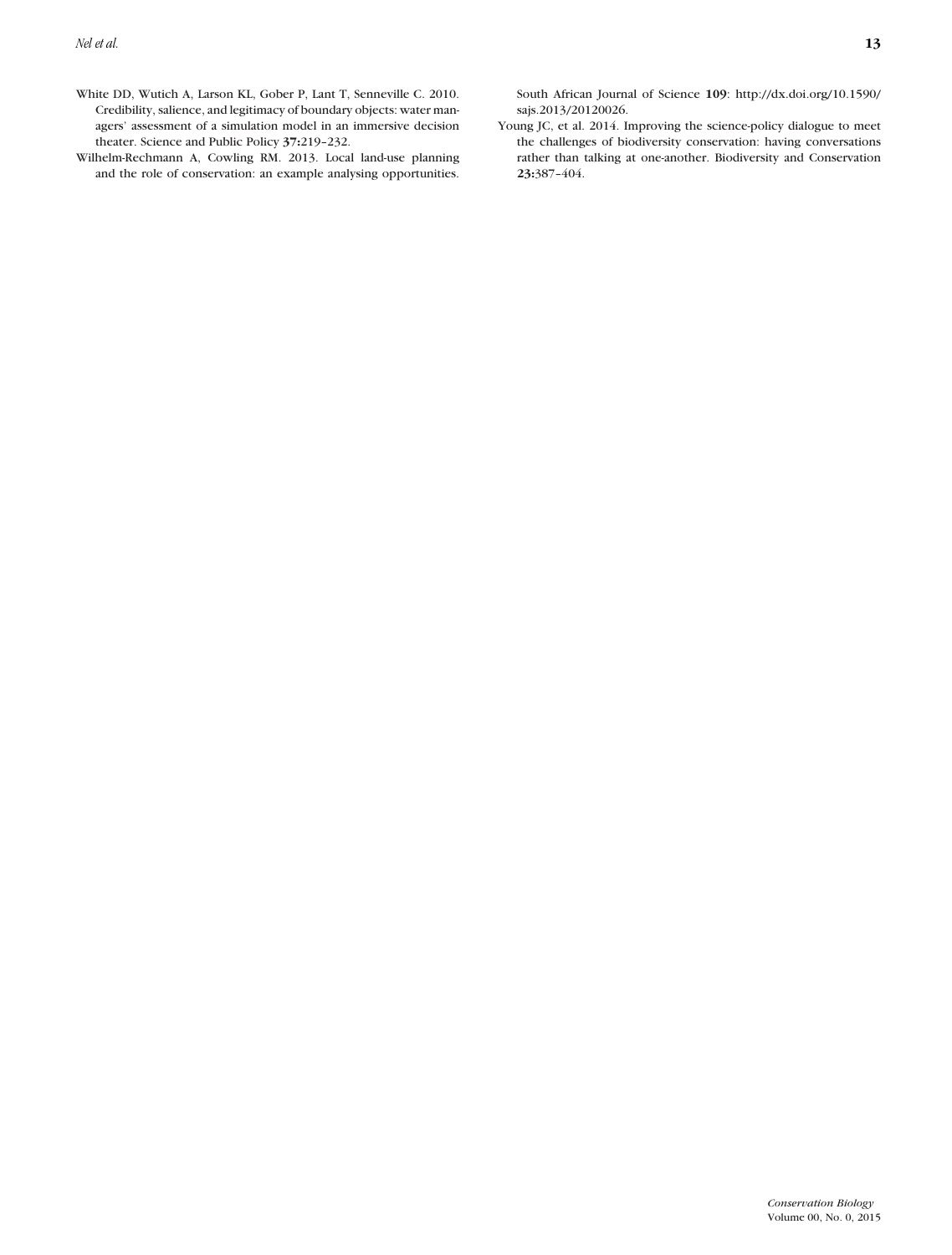White DD, Wutich A, Larson KL, Gober P, Lant T, Senneville C. 2010. Credibility, salience, and legitimacy of boundary objects: water managers' assessment of a simulation model in an immersive decision theater. Science and Public Policy **37:**219–232.

Wilhelm-Rechmann A, Cowling RM. 2013. Local land-use planning and the role of conservation: an example analysing opportunities. South African Journal of Science **109**: http://dx.doi.org/10.1590/sajs.2013/20120026.

Young JC, et al. 2014. Improving the science-policy dialogue to meet the challenges of biodiversity conservation: having conversations rather than talking at one-another. Biodiversity and Conservation **23:**387–404.